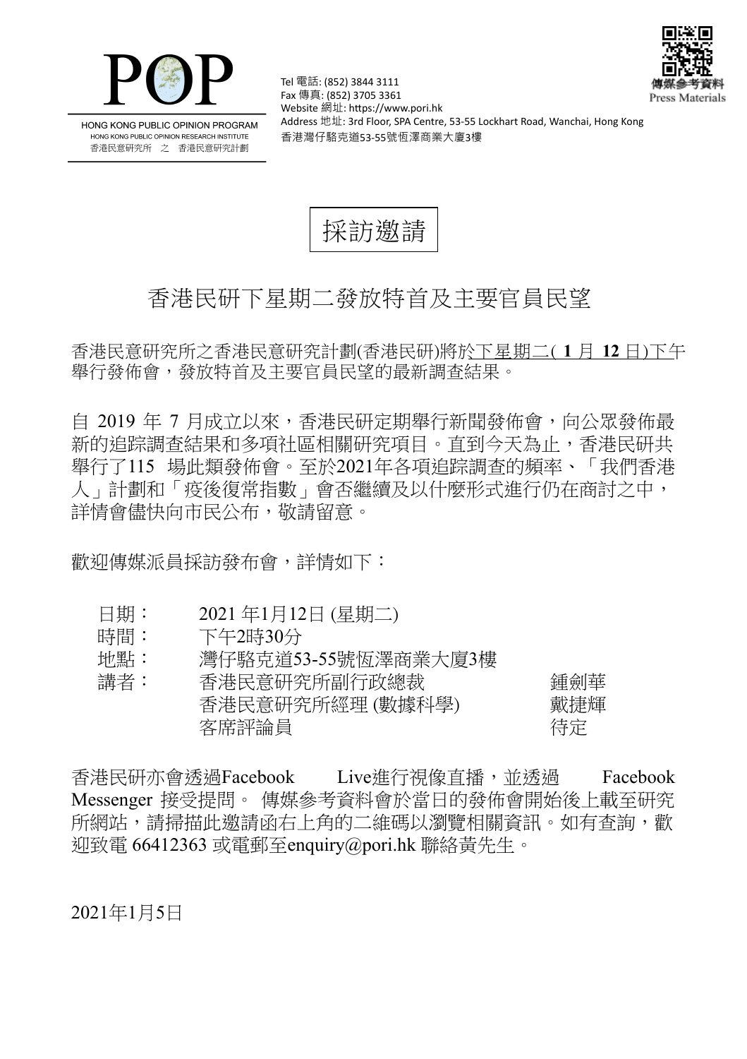POP

HONG KONG PUBLIC OPINION PROGRAM
HONG KONG PUBLIC OPINION RESEARCH INSTITUTE
香港民意研究所 之 香港民意研究計劃

Tel 電話: (852) 3844 3111
Fax 傳真: (852) 3705 3361
Website 網址: https://www.pori.hk
Address 地址: 3rd Floor, SPA Centre, 53-55 Lockhart Road, Wanchai, Hong Kong
香港灣仔駱克道53-55號恆澤商業大廈3樓

傳媒參考資料
Press Materials

# 採訪邀請

## 香港民研下星期二發放特首及主要官員民望

香港民意研究所之香港民意研究計劃(香港民研)將於下星期二( **1** 月 **12** 日)下午舉行發佈會，發放特首及主要官員民望的最新調查結果。

自 2019 年 7 月成立以來，香港民研定期舉行新聞發佈會，向公眾發佈最新的追踪調查結果和多項社區相關研究項目。直到今天為止，香港民研共舉行了115 場此類發佈會。至於2021年各項追踪調查的頻率、「我們香港人」計劃和「疫後復常指數」會否繼續及以什麼形式進行仍在商討之中，詳情會儘快向市民公布，敬請留意。

歡迎傳媒派員採訪發布會，詳情如下：

| | | |
|---|---|---|
| 日期： | 2021 年1月12日 (星期二) | |
| 時間： | 下午2時30分 | |
| 地點： | 灣仔駱克道53-55號恆澤商業大廈3樓 | |
| 講者： | 香港民意研究所副行政總裁 | 鍾劍華 |
| | 香港民意研究所經理 (數據科學) | 戴捷輝 |
| | 客席評論員 | 待定 |

香港民研亦會透過Facebook Live進行視像直播，並透過 Facebook Messenger 接受提問。 傳媒參考資料會於當日的發佈會開始後上載至研究所網站，請掃描此邀請函右上角的二維碼以瀏覽相關資訊。如有查詢，歡迎致電 66412363 或電郵至enquiry@pori.hk 聯絡黃先生。

2021年1月5日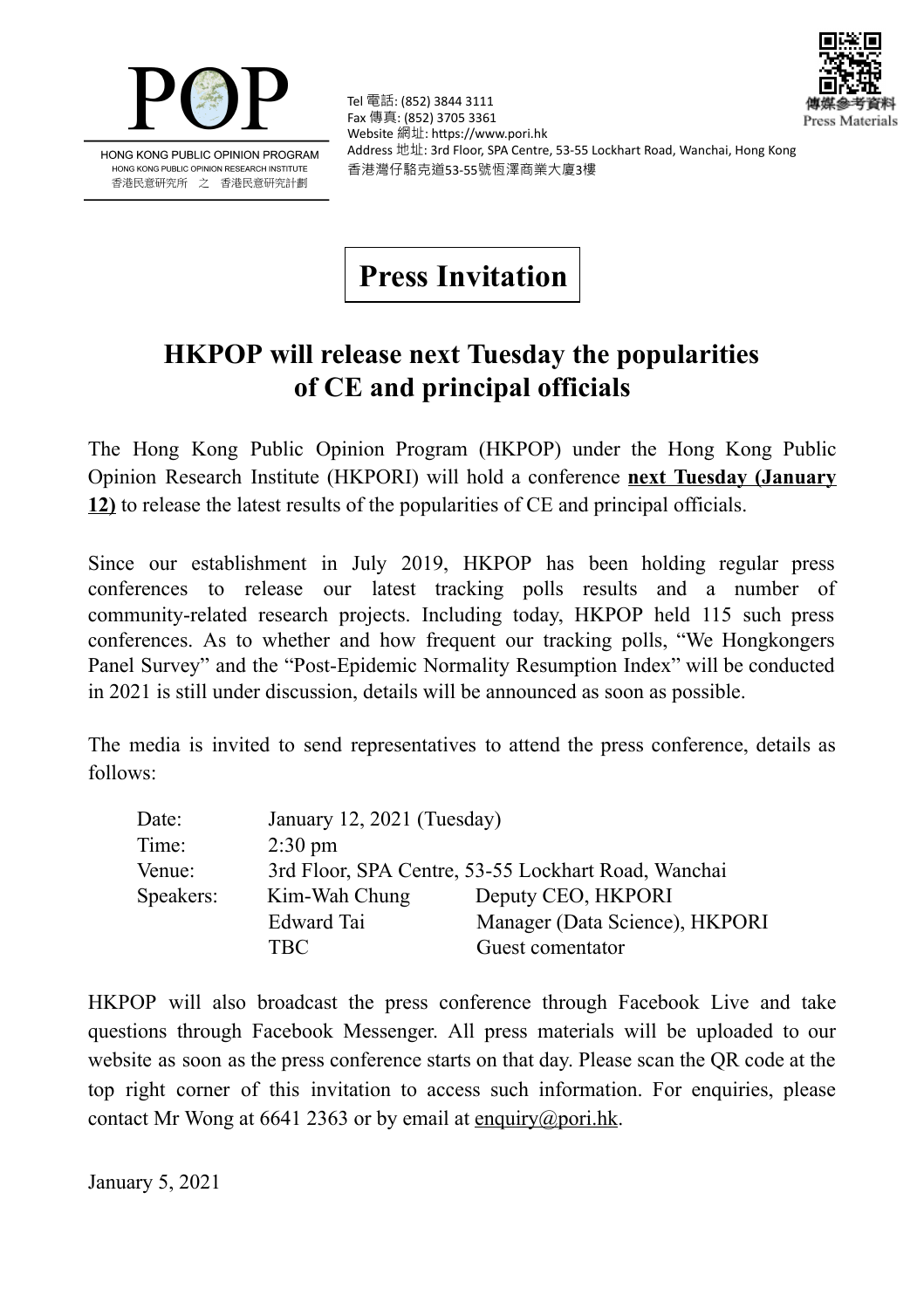POP

HONG KONG PUBLIC OPINION PROGRAM
HONG KONG PUBLIC OPINION RESEARCH INSTITUTE
香港民意研究所 之 香港民意研究計劃

Tel 電話: (852) 3844 3111
Fax 傳真: (852) 3705 3361
Website 網址: https://www.pori.hk
Address 地址: 3rd Floor, SPA Centre, 53-55 Lockhart Road, Wanchai, Hong Kong
香港灣仔駱克道53-55號恆澤商業大廈3樓

傳媒參考資料
Press Materials

# Press Invitation

## HKPOP will release next Tuesday the popularities of CE and principal officials

The Hong Kong Public Opinion Program (HKPOP) under the Hong Kong Public Opinion Research Institute (HKPORI) will hold a conference **next Tuesday (January 12)** to release the latest results of the popularities of CE and principal officials.

Since our establishment in July 2019, HKPOP has been holding regular press conferences to release our latest tracking polls results and a number of community-related research projects. Including today, HKPOP held 115 such press conferences. As to whether and how frequent our tracking polls, "We Hongkongers Panel Survey" and the "Post-Epidemic Normality Resumption Index" will be conducted in 2021 is still under discussion, details will be announced as soon as possible.

The media is invited to send representatives to attend the press conference, details as follows:

| | | |
|---|---|---|
| Date: | January 12, 2021 (Tuesday) | |
| Time: | 2:30 pm | |
| Venue: | 3rd Floor, SPA Centre, 53-55 Lockhart Road, Wanchai | |
| Speakers: | Kim-Wah Chung | Deputy CEO, HKPORI |
| | Edward Tai | Manager (Data Science), HKPORI |
| | TBC | Guest comentator |

HKPOP will also broadcast the press conference through Facebook Live and take questions through Facebook Messenger. All press materials will be uploaded to our website as soon as the press conference starts on that day. Please scan the QR code at the top right corner of this invitation to access such information. For enquiries, please contact Mr Wong at 6641 2363 or by email at enquiry@pori.hk.

January 5, 2021